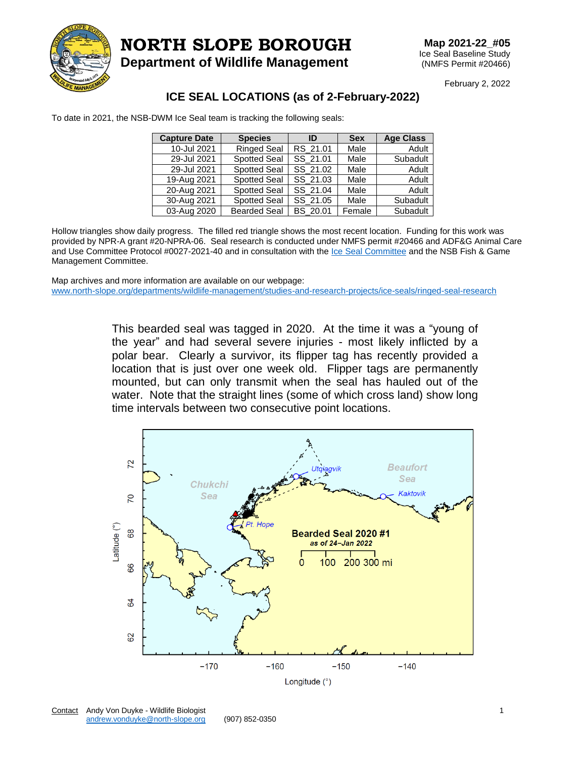# NORTH SLOPE BOROUGH

## Department of Wildlife Management

**Map 2021-22_#05**
Ice Seal Baseline Study
(NMFS Permit #20466)

February 2, 2022

## ICE SEAL LOCATIONS (as of 2-February-2022)

To date in 2021, the NSB-DWM Ice Seal team is tracking the following seals:

| Capture Date | Species | ID | Sex | Age Class |
|---|---|---|---|---|
| 10-Jul 2021 | Ringed Seal | RS_21.01 | Male | Adult |
| 29-Jul 2021 | Spotted Seal | SS_21.01 | Male | Subadult |
| 29-Jul 2021 | Spotted Seal | SS_21.02 | Male | Adult |
| 19-Aug 2021 | Spotted Seal | SS_21.03 | Male | Adult |
| 20-Aug 2021 | Spotted Seal | SS_21.04 | Male | Adult |
| 30-Aug 2021 | Spotted Seal | SS_21.05 | Male | Subadult |
| 03-Aug 2020 | Bearded Seal | BS_20.01 | Female | Subadult |

Hollow triangles show daily progress. The filled red triangle shows the most recent location. Funding for this work was provided by NPR-A grant #20-NPRA-06. Seal research is conducted under NMFS permit #20466 and ADF&G Animal Care and Use Committee Protocol #0027-2021-40 and in consultation with the Ice Seal Committee and the NSB Fish & Game Management Committee.

Map archives and more information are available on our webpage:
www.north-slope.org/departments/wildlife-management/studies-and-research-projects/ice-seals/ringed-seal-research

This bearded seal was tagged in 2020. At the time it was a "young of the year" and had several severe injuries - most likely inflicted by a polar bear. Clearly a survivor, its flipper tag has recently provided a location that is just over one week old. Flipper tags are permanently mounted, but can only transmit when the seal has hauled out of the water. Note that the straight lines (some of which cross land) show long time intervals between two consecutive point locations.

Contact Andy Von Duyke - Wildlife Biologist
andrew.vonduyke@north-slope.org (907) 852-0350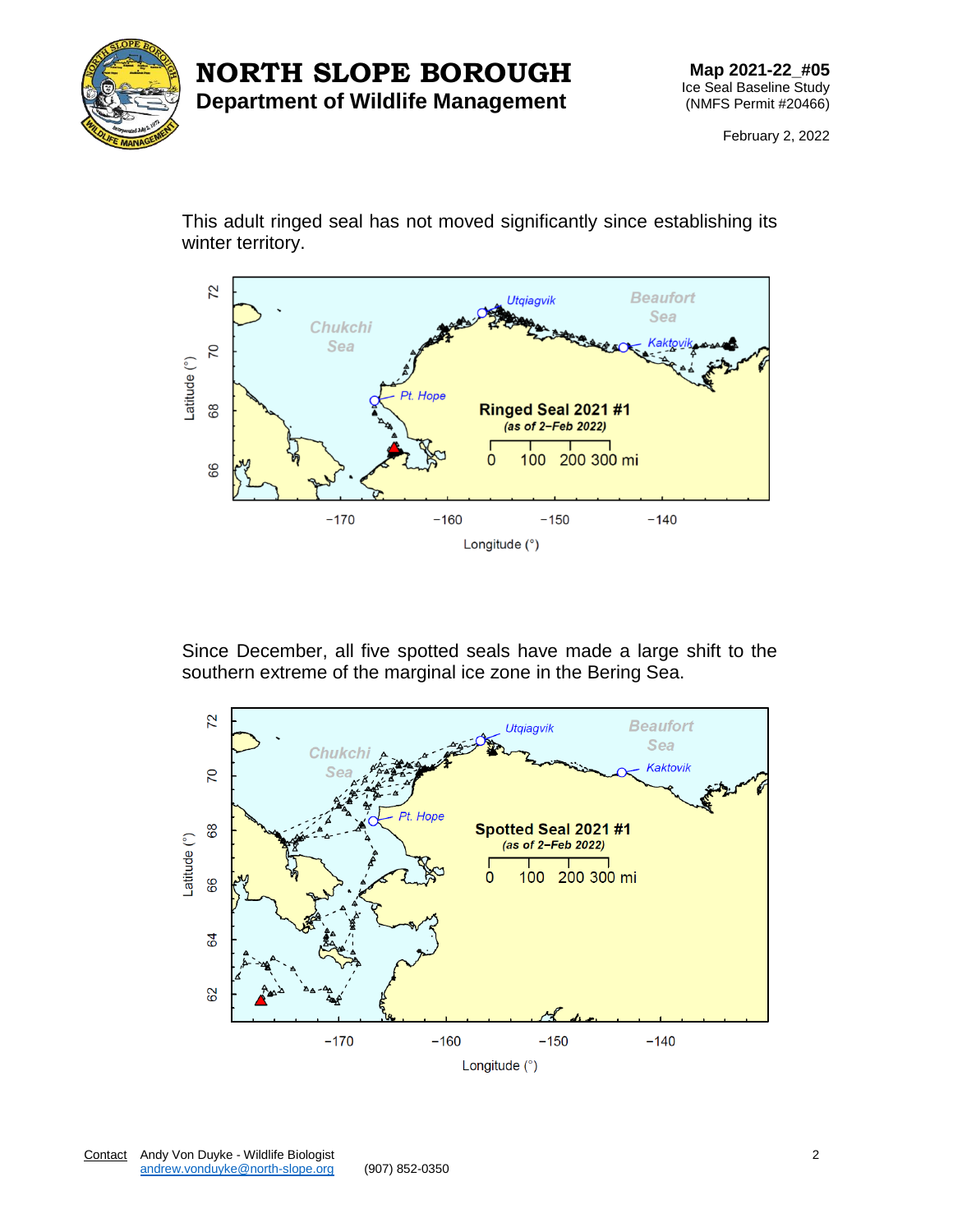# NORTH SLOPE BOROUGH

## Department of Wildlife Management

**Map 2021-22_#05**
Ice Seal Baseline Study
(NMFS Permit #20466)

February 2, 2022

This adult ringed seal has not moved significantly since establishing its winter territory.

Since December, all five spotted seals have made a large shift to the southern extreme of the marginal ice zone in the Bering Sea.

Contact Andy Von Duyke - Wildlife Biologist
andrew.vonduyke@north-slope.org (907) 852-0350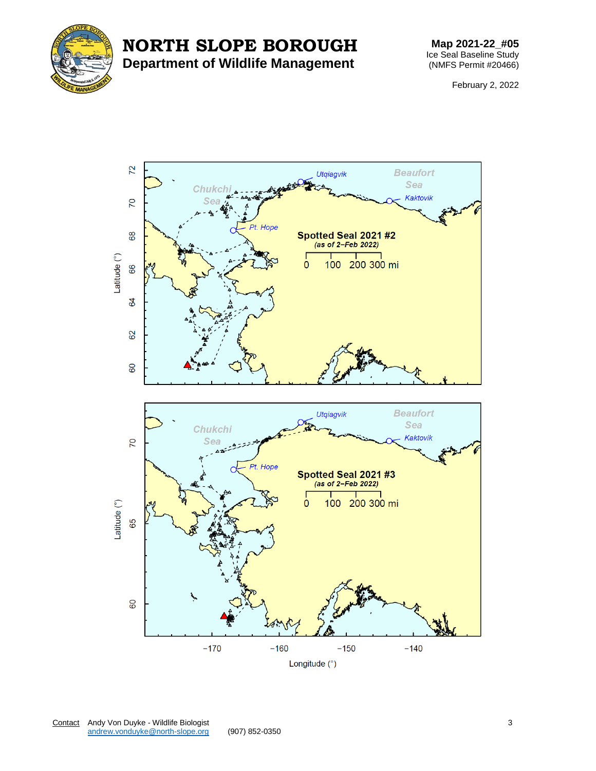# NORTH SLOPE BOROUGH

## Department of Wildlife Management

**Map 2021-22_#05**
Ice Seal Baseline Study
(NMFS Permit #20466)

February 2, 2022

**Spotted Seal 2021 #2**
*(as of 2–Feb 2022)*

0 100 200 300 mi

Utqiagvik
Kaktovik
Pt. Hope
Beaufort Sea
Chukchi Sea

Latitude (°)

**Spotted Seal 2021 #3**
*(as of 2–Feb 2022)*

0 100 200 300 mi

Utqiagvik
Kaktovik
Pt. Hope
Beaufort Sea
Chukchi Sea

Latitude (°)

Longitude (°)

Contact Andy Von Duyke - Wildlife Biologist
andrew.vonduyke@north-slope.org (907) 852-0350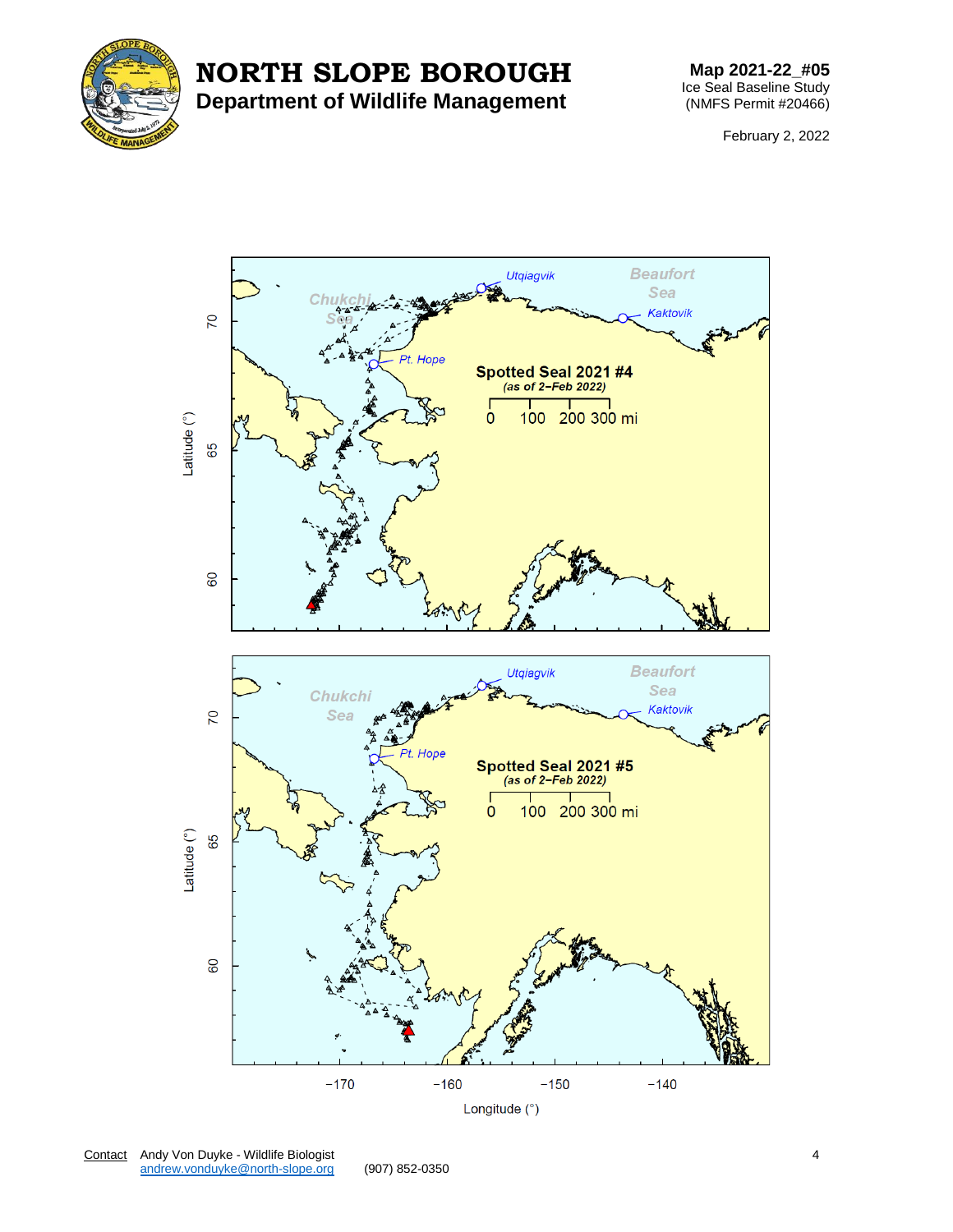# NORTH SLOPE BOROUGH

## Department of Wildlife Management

**Map 2021-22_#05**
Ice Seal Baseline Study
(NMFS Permit #20466)

February 2, 2022

Utqiagvik
Beaufort Sea
Kaktovik
Chukchi Sea
Pt. Hope
**Spotted Seal 2021 #4**
*(as of 2–Feb 2022)*
0 100 200 300 mi
Latitude (°)
70
65
60

Utqiagvik
Beaufort Sea
Kaktovik
Chukchi Sea
Pt. Hope
**Spotted Seal 2021 #5**
*(as of 2–Feb 2022)*
0 100 200 300 mi
Latitude (°)
70
65
60
−170 −160 −150 −140
Longitude (°)

Contact Andy Von Duyke - Wildlife Biologist
andrew.vonduyke@north-slope.org (907) 852-0350